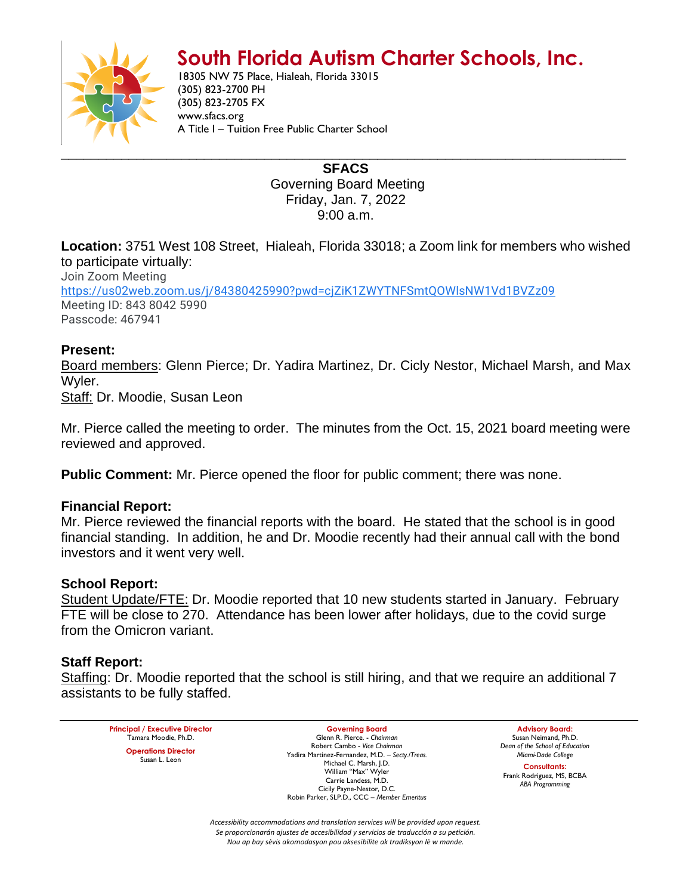# South Florida Autism Charter Schools, Inc.

18305 NW 75 Place, Hialeah, Florida 33015
(305) 823-2700 PH
(305) 823-2705 FX
www.sfacs.org
A Title I – Tuition Free Public Charter School

---

**SFACS**
Governing Board Meeting
Friday, Jan. 7, 2022
9:00 a.m.

**Location:** 3751 West 108 Street, Hialeah, Florida 33018; a Zoom link for members who wished to participate virtually:
Join Zoom Meeting
https://us02web.zoom.us/j/84380425990?pwd=cjZiK1ZWYTNFSmtQOWlsNW1Vd1BVZz09
Meeting ID: 843 8042 5990
Passcode: 467941

**Present:**
Board members: Glenn Pierce; Dr. Yadira Martinez, Dr. Cicly Nestor, Michael Marsh, and Max Wyler.
Staff: Dr. Moodie, Susan Leon

Mr. Pierce called the meeting to order. The minutes from the Oct. 15, 2021 board meeting were reviewed and approved.

**Public Comment:** Mr. Pierce opened the floor for public comment; there was none.

**Financial Report:**
Mr. Pierce reviewed the financial reports with the board. He stated that the school is in good financial standing. In addition, he and Dr. Moodie recently had their annual call with the bond investors and it went very well.

**School Report:**
Student Update/FTE: Dr. Moodie reported that 10 new students started in January. February FTE will be close to 270. Attendance has been lower after holidays, due to the covid surge from the Omicron variant.

**Staff Report:**
Staffing: Dr. Moodie reported that the school is still hiring, and that we require an additional 7 assistants to be fully staffed.

---

**Principal / Executive Director**
Tamara Moodie, Ph.D.

**Operations Director**
Susan L. Leon

**Governing Board**
Glenn R. Pierce. - *Chairman*
Robert Cambo - *Vice Chairman*
Yadira Martinez-Fernandez, M.D. – *Secty./Treas.*
Michael C. Marsh, J.D.
William "Max" Wyler
Carrie Landess, M.D.
Cicily Payne-Nestor, D.C.
Robin Parker, SLP.D., CCC – *Member Emeritus*

**Advisory Board:**
Susan Neimand, Ph.D.
*Dean of the School of Education*
*Miami-Dade College*

**Consultants:**
Frank Rodriguez, MS, BCBA
*ABA Programming*

*Accessibility accommodations and translation services will be provided upon request.*
*Se proporcionarán ajustes de accesibilidad y servicios de traducción a su petición.*
*Nou ap bay sèvis akomodasyon pou aksesibilite ak tradiksyon lè w mande.*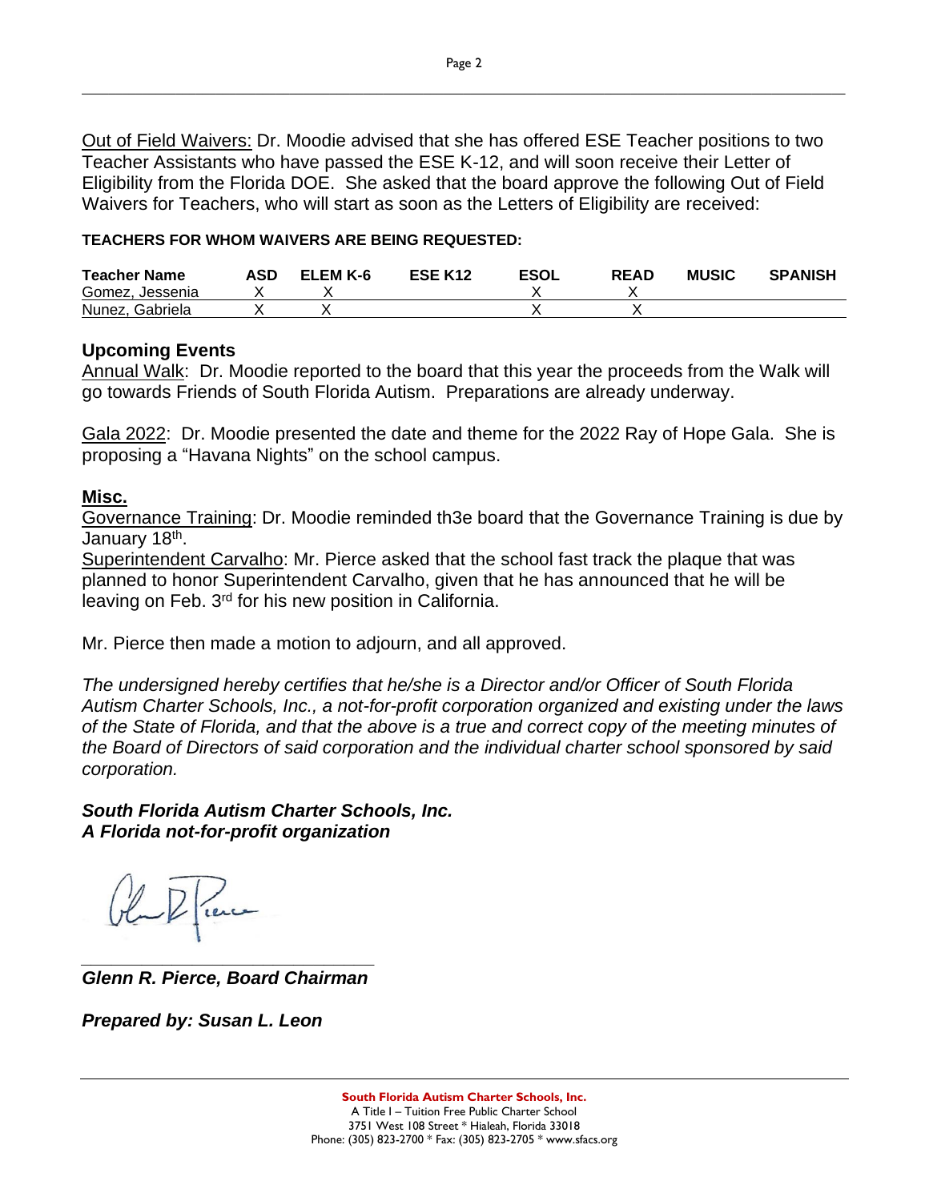<u>Out of Field Waivers:</u> Dr. Moodie advised that she has offered ESE Teacher positions to two Teacher Assistants who have passed the ESE K-12, and will soon receive their Letter of Eligibility from the Florida DOE. She asked that the board approve the following Out of Field Waivers for Teachers, who will start as soon as the Letters of Eligibility are received:

**TEACHERS FOR WHOM WAIVERS ARE BEING REQUESTED:**

| Teacher Name | ASD | ELEM K-6 | ESE K12 | ESOL | READ | MUSIC | SPANISH |
|---|---|---|---|---|---|---|---|
| Gomez, Jessenia | X | X | | X | X | | |
| Nunez, Gabriela | X | X | | X | X | | |

## Upcoming Events

<u>Annual Walk</u>: Dr. Moodie reported to the board that this year the proceeds from the Walk will go towards Friends of South Florida Autism. Preparations are already underway.

<u>Gala 2022</u>: Dr. Moodie presented the date and theme for the 2022 Ray of Hope Gala. She is proposing a "Havana Nights" on the school campus.

## Misc.

<u>Governance Training</u>: Dr. Moodie reminded th3e board that the Governance Training is due by January 18th.

<u>Superintendent Carvalho</u>: Mr. Pierce asked that the school fast track the plaque that was planned to honor Superintendent Carvalho, given that he has announced that he will be leaving on Feb. 3rd for his new position in California.

Mr. Pierce then made a motion to adjourn, and all approved.

*The undersigned hereby certifies that he/she is a Director and/or Officer of South Florida Autism Charter Schools, Inc., a not-for-profit corporation organized and existing under the laws of the State of Florida, and that the above is a true and correct copy of the meeting minutes of the Board of Directors of said corporation and the individual charter school sponsored by said corporation.*

***South Florida Autism Charter Schools, Inc.***
***A Florida not-for-profit organization***

***Glenn R. Pierce, Board Chairman***

***Prepared by: Susan L. Leon***

**South Florida Autism Charter Schools, Inc.**
A Title I – Tuition Free Public Charter School
3751 West 108 Street * Hialeah, Florida 33018
Phone: (305) 823-2700 * Fax: (305) 823-2705 * www.sfacs.org